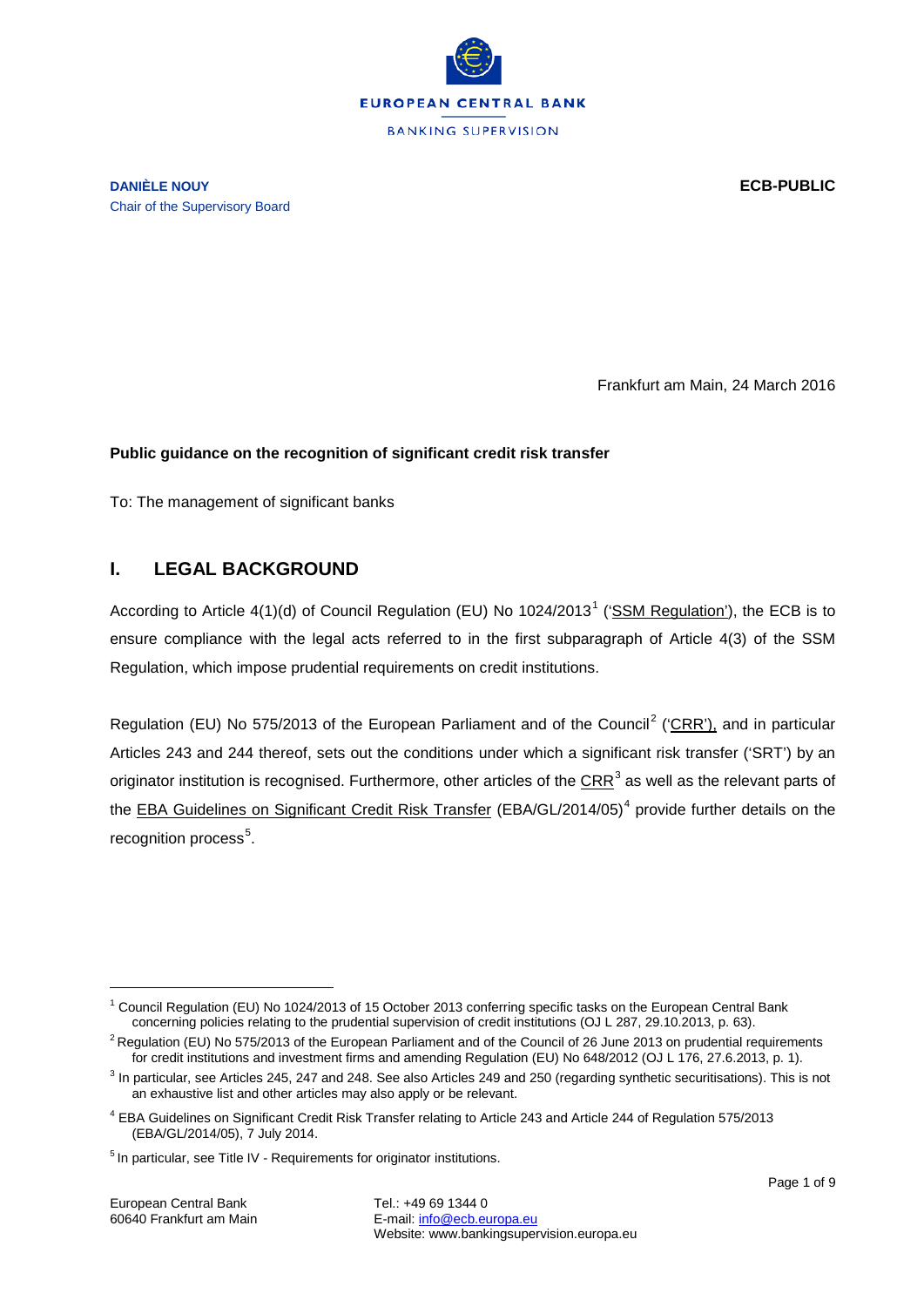EUROPEAN CENTRAL BANK

BANKING SUPERVISION

**DANIÈLE NOUY**
Chair of the Supervisory Board

**ECB-PUBLIC**

Frankfurt am Main, 24 March 2016

**Public guidance on the recognition of significant credit risk transfer**

To: The management of significant banks

## I. LEGAL BACKGROUND

According to Article 4(1)(d) of Council Regulation (EU) No 1024/2013[1] ('SSM Regulation'), the ECB is to ensure compliance with the legal acts referred to in the first subparagraph of Article 4(3) of the SSM Regulation, which impose prudential requirements on credit institutions.

Regulation (EU) No 575/2013 of the European Parliament and of the Council[2] ('CRR'), and in particular Articles 243 and 244 thereof, sets out the conditions under which a significant risk transfer ('SRT') by an originator institution is recognised. Furthermore, other articles of the CRR[3] as well as the relevant parts of the EBA Guidelines on Significant Credit Risk Transfer (EBA/GL/2014/05)[4] provide further details on the recognition process[5].

---

[1] Council Regulation (EU) No 1024/2013 of 15 October 2013 conferring specific tasks on the European Central Bank concerning policies relating to the prudential supervision of credit institutions (OJ L 287, 29.10.2013, p. 63).

[2] Regulation (EU) No 575/2013 of the European Parliament and of the Council of 26 June 2013 on prudential requirements for credit institutions and investment firms and amending Regulation (EU) No 648/2012 (OJ L 176, 27.6.2013, p. 1).

[3] In particular, see Articles 245, 247 and 248. See also Articles 249 and 250 (regarding synthetic securitisations). This is not an exhaustive list and other articles may also apply or be relevant.

[4] EBA Guidelines on Significant Credit Risk Transfer relating to Article 243 and Article 244 of Regulation 575/2013 (EBA/GL/2014/05), 7 July 2014.

[5] In particular, see Title IV - Requirements for originator institutions.

European Central Bank
60640 Frankfurt am Main

Tel.: +49 69 1344 0
E-mail: info@ecb.europa.eu
Website: www.bankingsupervision.europa.eu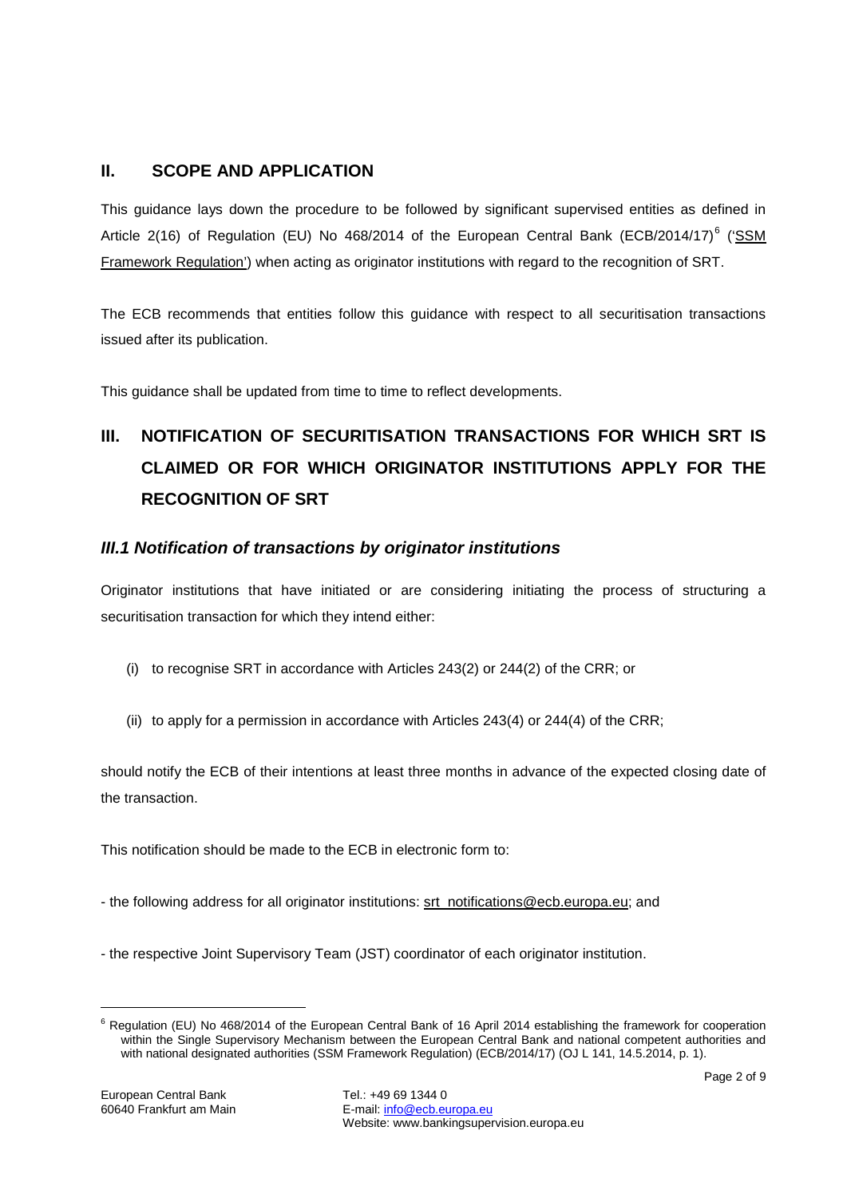## II. SCOPE AND APPLICATION

This guidance lays down the procedure to be followed by significant supervised entities as defined in Article 2(16) of Regulation (EU) No 468/2014 of the European Central Bank (ECB/2014/17)[6] ('SSM Framework Regulation') when acting as originator institutions with regard to the recognition of SRT.

The ECB recommends that entities follow this guidance with respect to all securitisation transactions issued after its publication.

This guidance shall be updated from time to time to reflect developments.

## III. NOTIFICATION OF SECURITISATION TRANSACTIONS FOR WHICH SRT IS CLAIMED OR FOR WHICH ORIGINATOR INSTITUTIONS APPLY FOR THE RECOGNITION OF SRT

### *III.1 Notification of transactions by originator institutions*

Originator institutions that have initiated or are considering initiating the process of structuring a securitisation transaction for which they intend either:

(i) to recognise SRT in accordance with Articles 243(2) or 244(2) of the CRR; or

(ii) to apply for a permission in accordance with Articles 243(4) or 244(4) of the CRR;

should notify the ECB of their intentions at least three months in advance of the expected closing date of the transaction.

This notification should be made to the ECB in electronic form to:

- the following address for all originator institutions: srt_notifications@ecb.europa.eu; and

- the respective Joint Supervisory Team (JST) coordinator of each originator institution.

---

[6] Regulation (EU) No 468/2014 of the European Central Bank of 16 April 2014 establishing the framework for cooperation within the Single Supervisory Mechanism between the European Central Bank and national competent authorities and with national designated authorities (SSM Framework Regulation) (ECB/2014/17) (OJ L 141, 14.5.2014, p. 1).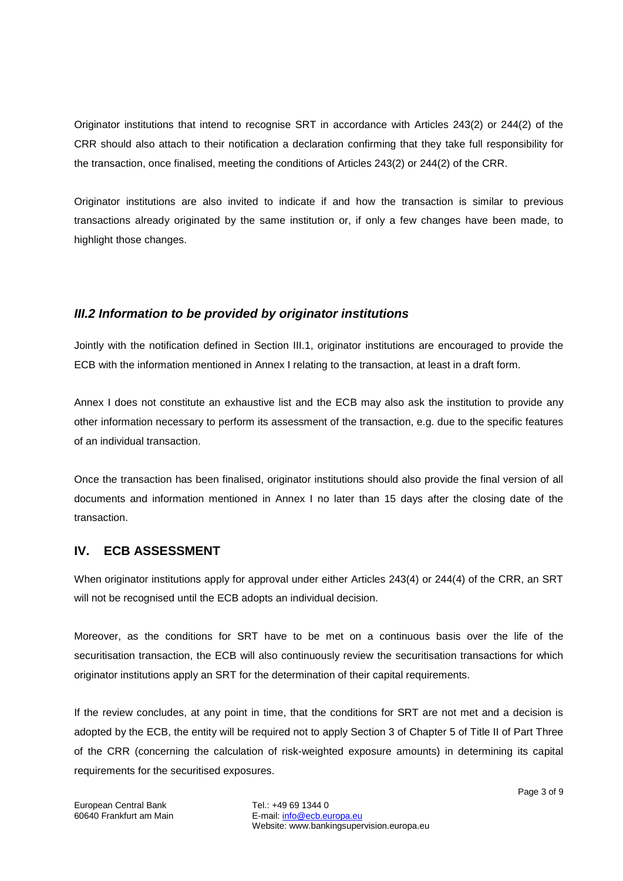Originator institutions that intend to recognise SRT in accordance with Articles 243(2) or 244(2) of the CRR should also attach to their notification a declaration confirming that they take full responsibility for the transaction, once finalised, meeting the conditions of Articles 243(2) or 244(2) of the CRR.

Originator institutions are also invited to indicate if and how the transaction is similar to previous transactions already originated by the same institution or, if only a few changes have been made, to highlight those changes.

### *III.2 Information to be provided by originator institutions*

Jointly with the notification defined in Section III.1, originator institutions are encouraged to provide the ECB with the information mentioned in Annex I relating to the transaction, at least in a draft form.

Annex I does not constitute an exhaustive list and the ECB may also ask the institution to provide any other information necessary to perform its assessment of the transaction, e.g. due to the specific features of an individual transaction.

Once the transaction has been finalised, originator institutions should also provide the final version of all documents and information mentioned in Annex I no later than 15 days after the closing date of the transaction.

## IV. ECB ASSESSMENT

When originator institutions apply for approval under either Articles 243(4) or 244(4) of the CRR, an SRT will not be recognised until the ECB adopts an individual decision.

Moreover, as the conditions for SRT have to be met on a continuous basis over the life of the securitisation transaction, the ECB will also continuously review the securitisation transactions for which originator institutions apply an SRT for the determination of their capital requirements.

If the review concludes, at any point in time, that the conditions for SRT are not met and a decision is adopted by the ECB, the entity will be required not to apply Section 3 of Chapter 5 of Title II of Part Three of the CRR (concerning the calculation of risk-weighted exposure amounts) in determining its capital requirements for the securitised exposures.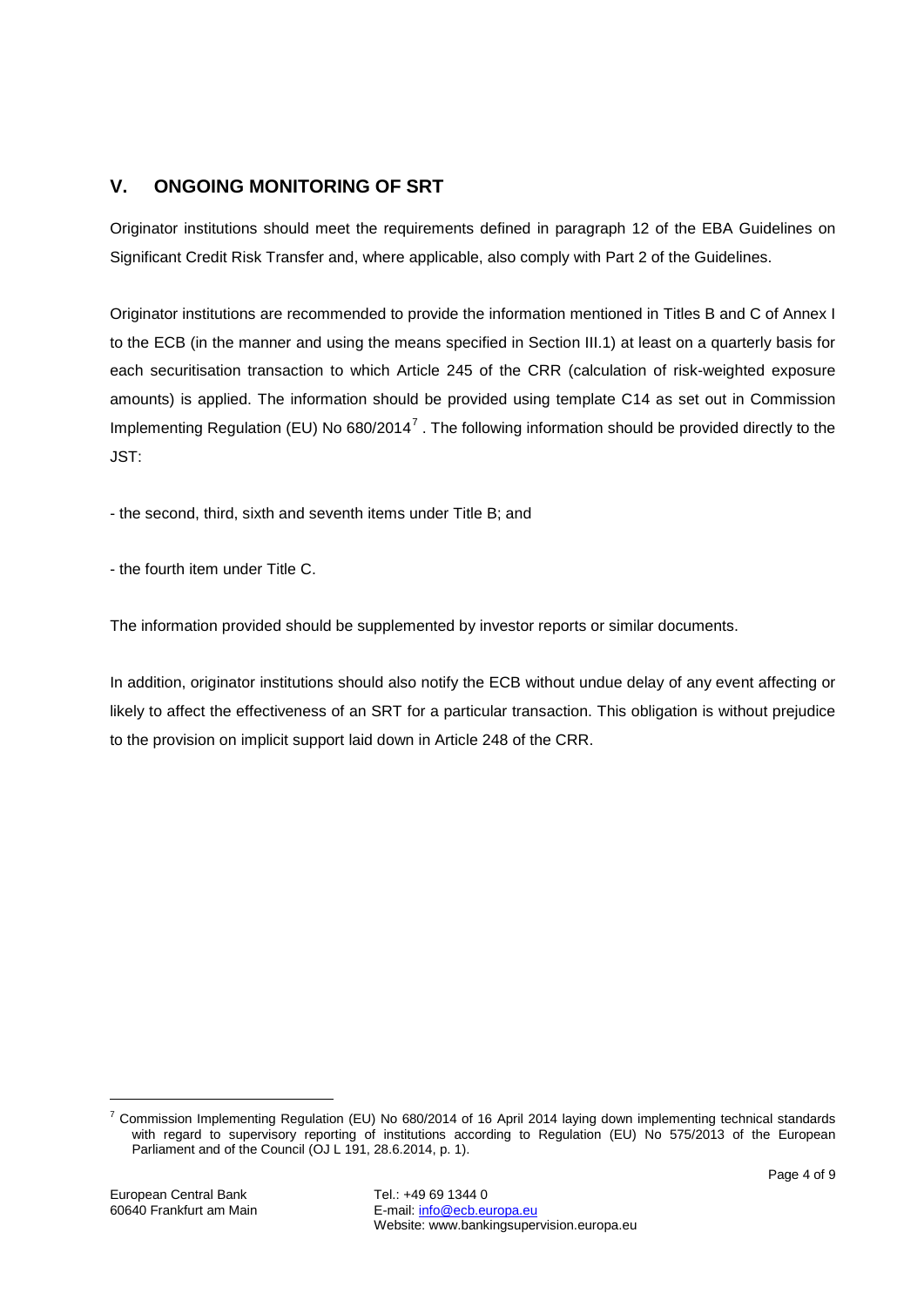## V. ONGOING MONITORING OF SRT

Originator institutions should meet the requirements defined in paragraph 12 of the EBA Guidelines on Significant Credit Risk Transfer and, where applicable, also comply with Part 2 of the Guidelines.

Originator institutions are recommended to provide the information mentioned in Titles B and C of Annex I to the ECB (in the manner and using the means specified in Section III.1) at least on a quarterly basis for each securitisation transaction to which Article 245 of the CRR (calculation of risk-weighted exposure amounts) is applied. The information should be provided using template C14 as set out in Commission Implementing Regulation (EU) No 680/2014[7] . The following information should be provided directly to the JST:

- the second, third, sixth and seventh items under Title B; and

- the fourth item under Title C.

The information provided should be supplemented by investor reports or similar documents.

In addition, originator institutions should also notify the ECB without undue delay of any event affecting or likely to affect the effectiveness of an SRT for a particular transaction. This obligation is without prejudice to the provision on implicit support laid down in Article 248 of the CRR.

---

[7] Commission Implementing Regulation (EU) No 680/2014 of 16 April 2014 laying down implementing technical standards with regard to supervisory reporting of institutions according to Regulation (EU) No 575/2013 of the European Parliament and of the Council (OJ L 191, 28.6.2014, p. 1).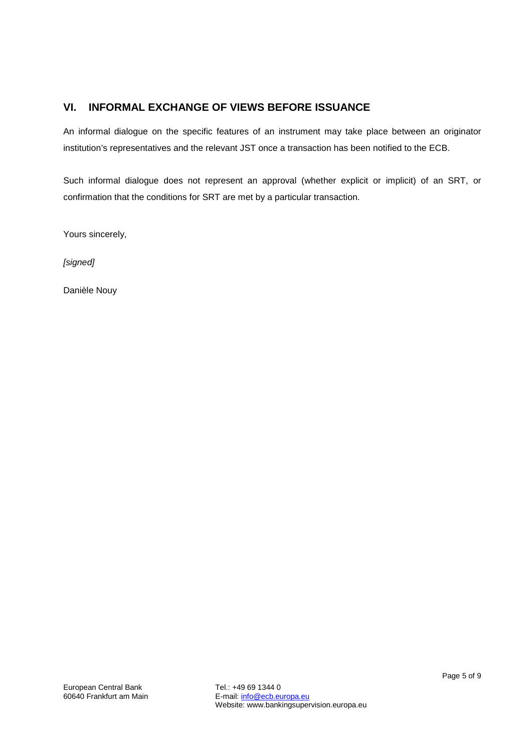## VI. INFORMAL EXCHANGE OF VIEWS BEFORE ISSUANCE

An informal dialogue on the specific features of an instrument may take place between an originator institution's representatives and the relevant JST once a transaction has been notified to the ECB.

Such informal dialogue does not represent an approval (whether explicit or implicit) of an SRT, or confirmation that the conditions for SRT are met by a particular transaction.

Yours sincerely,

*[signed]*

Danièle Nouy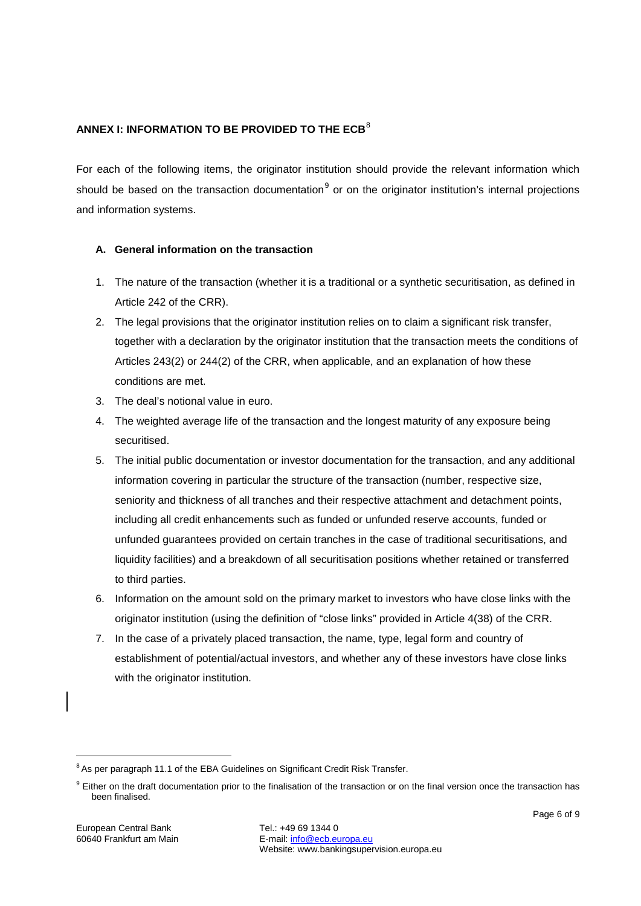## ANNEX I: INFORMATION TO BE PROVIDED TO THE ECB[8]

For each of the following items, the originator institution should provide the relevant information which should be based on the transaction documentation[9] or on the originator institution's internal projections and information systems.

### A. General information on the transaction

1. The nature of the transaction (whether it is a traditional or a synthetic securitisation, as defined in Article 242 of the CRR).
2. The legal provisions that the originator institution relies on to claim a significant risk transfer, together with a declaration by the originator institution that the transaction meets the conditions of Articles 243(2) or 244(2) of the CRR, when applicable, and an explanation of how these conditions are met.
3. The deal's notional value in euro.
4. The weighted average life of the transaction and the longest maturity of any exposure being securitised.
5. The initial public documentation or investor documentation for the transaction, and any additional information covering in particular the structure of the transaction (number, respective size, seniority and thickness of all tranches and their respective attachment and detachment points, including all credit enhancements such as funded or unfunded reserve accounts, funded or unfunded guarantees provided on certain tranches in the case of traditional securitisations, and liquidity facilities) and a breakdown of all securitisation positions whether retained or transferred to third parties.
6. Information on the amount sold on the primary market to investors who have close links with the originator institution (using the definition of "close links" provided in Article 4(38) of the CRR.
7. In the case of a privately placed transaction, the name, type, legal form and country of establishment of potential/actual investors, and whether any of these investors have close links with the originator institution.

---

[8] As per paragraph 11.1 of the EBA Guidelines on Significant Credit Risk Transfer.

[9] Either on the draft documentation prior to the finalisation of the transaction or on the final version once the transaction has been finalised.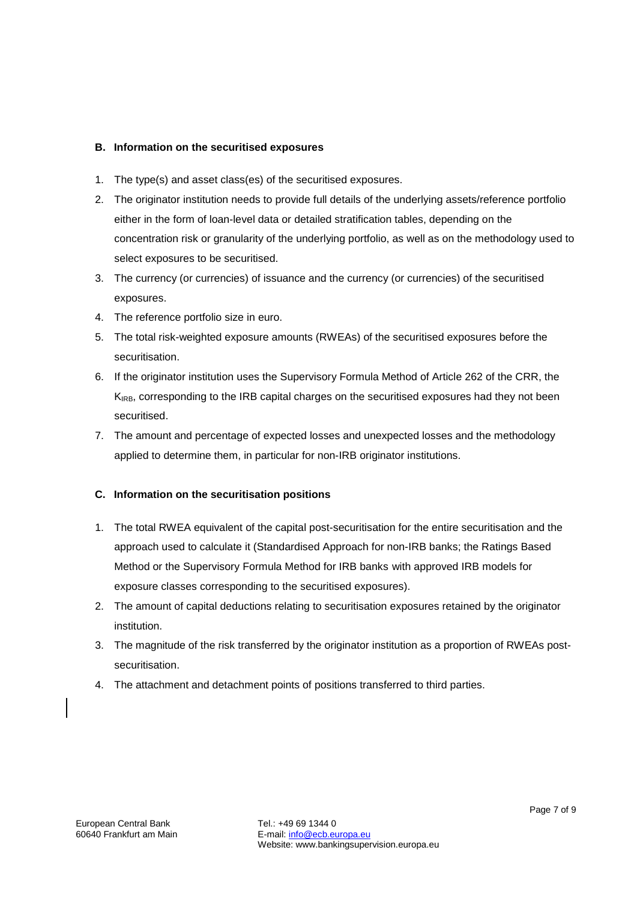### B. Information on the securitised exposures

1. The type(s) and asset class(es) of the securitised exposures.
2. The originator institution needs to provide full details of the underlying assets/reference portfolio either in the form of loan-level data or detailed stratification tables, depending on the concentration risk or granularity of the underlying portfolio, as well as on the methodology used to select exposures to be securitised.
3. The currency (or currencies) of issuance and the currency (or currencies) of the securitised exposures.
4. The reference portfolio size in euro.
5. The total risk-weighted exposure amounts (RWEAs) of the securitised exposures before the securitisation.
6. If the originator institution uses the Supervisory Formula Method of Article 262 of the CRR, the $K_{IRB}$, corresponding to the IRB capital charges on the securitised exposures had they not been securitised.
7. The amount and percentage of expected losses and unexpected losses and the methodology applied to determine them, in particular for non-IRB originator institutions.

### C. Information on the securitisation positions

1. The total RWEA equivalent of the capital post-securitisation for the entire securitisation and the approach used to calculate it (Standardised Approach for non-IRB banks; the Ratings Based Method or the Supervisory Formula Method for IRB banks with approved IRB models for exposure classes corresponding to the securitised exposures).
2. The amount of capital deductions relating to securitisation exposures retained by the originator institution.
3. The magnitude of the risk transferred by the originator institution as a proportion of RWEAs post-securitisation.
4. The attachment and detachment points of positions transferred to third parties.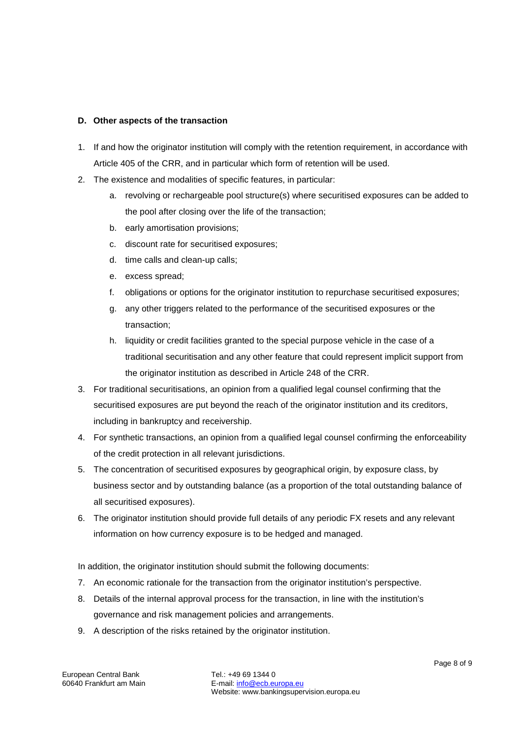**D. Other aspects of the transaction**

1. If and how the originator institution will comply with the retention requirement, in accordance with Article 405 of the CRR, and in particular which form of retention will be used.
2. The existence and modalities of specific features, in particular:
    a. revolving or rechargeable pool structure(s) where securitised exposures can be added to the pool after closing over the life of the transaction;
    b. early amortisation provisions;
    c. discount rate for securitised exposures;
    d. time calls and clean-up calls;
    e. excess spread;
    f. obligations or options for the originator institution to repurchase securitised exposures;
    g. any other triggers related to the performance of the securitised exposures or the transaction;
    h. liquidity or credit facilities granted to the special purpose vehicle in the case of a traditional securitisation and any other feature that could represent implicit support from the originator institution as described in Article 248 of the CRR.
3. For traditional securitisations, an opinion from a qualified legal counsel confirming that the securitised exposures are put beyond the reach of the originator institution and its creditors, including in bankruptcy and receivership.
4. For synthetic transactions, an opinion from a qualified legal counsel confirming the enforceability of the credit protection in all relevant jurisdictions.
5. The concentration of securitised exposures by geographical origin, by exposure class, by business sector and by outstanding balance (as a proportion of the total outstanding balance of all securitised exposures).
6. The originator institution should provide full details of any periodic FX resets and any relevant information on how currency exposure is to be hedged and managed.

In addition, the originator institution should submit the following documents:

7. An economic rationale for the transaction from the originator institution's perspective.
8. Details of the internal approval process for the transaction, in line with the institution's governance and risk management policies and arrangements.
9. A description of the risks retained by the originator institution.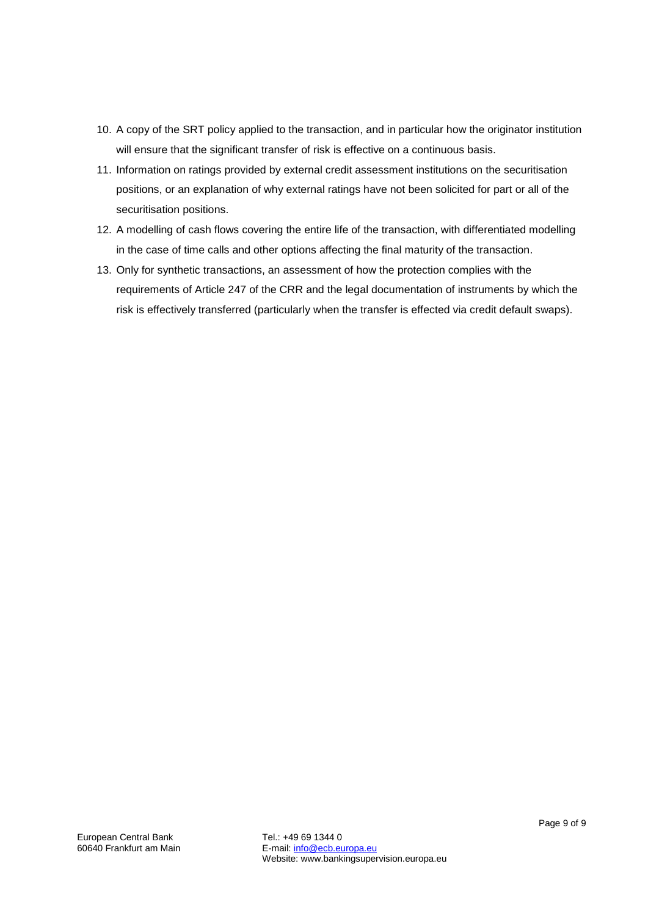10. A copy of the SRT policy applied to the transaction, and in particular how the originator institution will ensure that the significant transfer of risk is effective on a continuous basis.
11. Information on ratings provided by external credit assessment institutions on the securitisation positions, or an explanation of why external ratings have not been solicited for part or all of the securitisation positions.
12. A modelling of cash flows covering the entire life of the transaction, with differentiated modelling in the case of time calls and other options affecting the final maturity of the transaction.
13. Only for synthetic transactions, an assessment of how the protection complies with the requirements of Article 247 of the CRR and the legal documentation of instruments by which the risk is effectively transferred (particularly when the transfer is effected via credit default swaps).